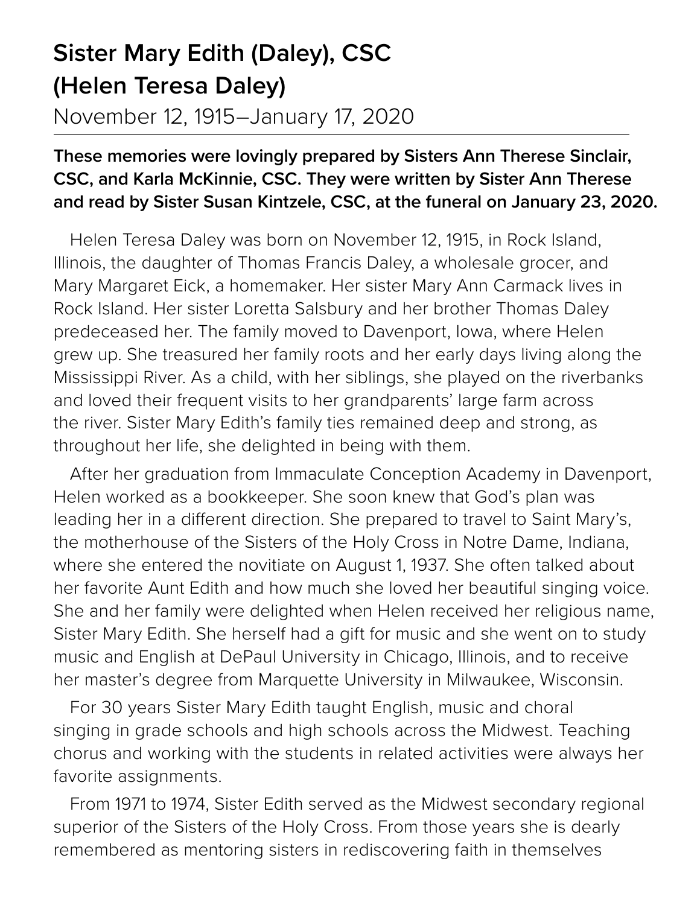# Sister Mary Edith (Daley), CSC
# (Helen Teresa Daley)

November 12, 1915–January 17, 2020

**These memories were lovingly prepared by Sisters Ann Therese Sinclair, CSC, and Karla McKinnie, CSC. They were written by Sister Ann Therese and read by Sister Susan Kintzele, CSC, at the funeral on January 23, 2020.**

Helen Teresa Daley was born on November 12, 1915, in Rock Island, Illinois, the daughter of Thomas Francis Daley, a wholesale grocer, and Mary Margaret Eick, a homemaker. Her sister Mary Ann Carmack lives in Rock Island. Her sister Loretta Salsbury and her brother Thomas Daley predeceased her. The family moved to Davenport, Iowa, where Helen grew up. She treasured her family roots and her early days living along the Mississippi River. As a child, with her siblings, she played on the riverbanks and loved their frequent visits to her grandparents' large farm across the river. Sister Mary Edith's family ties remained deep and strong, as throughout her life, she delighted in being with them.

After her graduation from Immaculate Conception Academy in Davenport, Helen worked as a bookkeeper. She soon knew that God's plan was leading her in a different direction. She prepared to travel to Saint Mary's, the motherhouse of the Sisters of the Holy Cross in Notre Dame, Indiana, where she entered the novitiate on August 1, 1937. She often talked about her favorite Aunt Edith and how much she loved her beautiful singing voice. She and her family were delighted when Helen received her religious name, Sister Mary Edith. She herself had a gift for music and she went on to study music and English at DePaul University in Chicago, Illinois, and to receive her master's degree from Marquette University in Milwaukee, Wisconsin.

For 30 years Sister Mary Edith taught English, music and choral singing in grade schools and high schools across the Midwest. Teaching chorus and working with the students in related activities were always her favorite assignments.

From 1971 to 1974, Sister Edith served as the Midwest secondary regional superior of the Sisters of the Holy Cross. From those years she is dearly remembered as mentoring sisters in rediscovering faith in themselves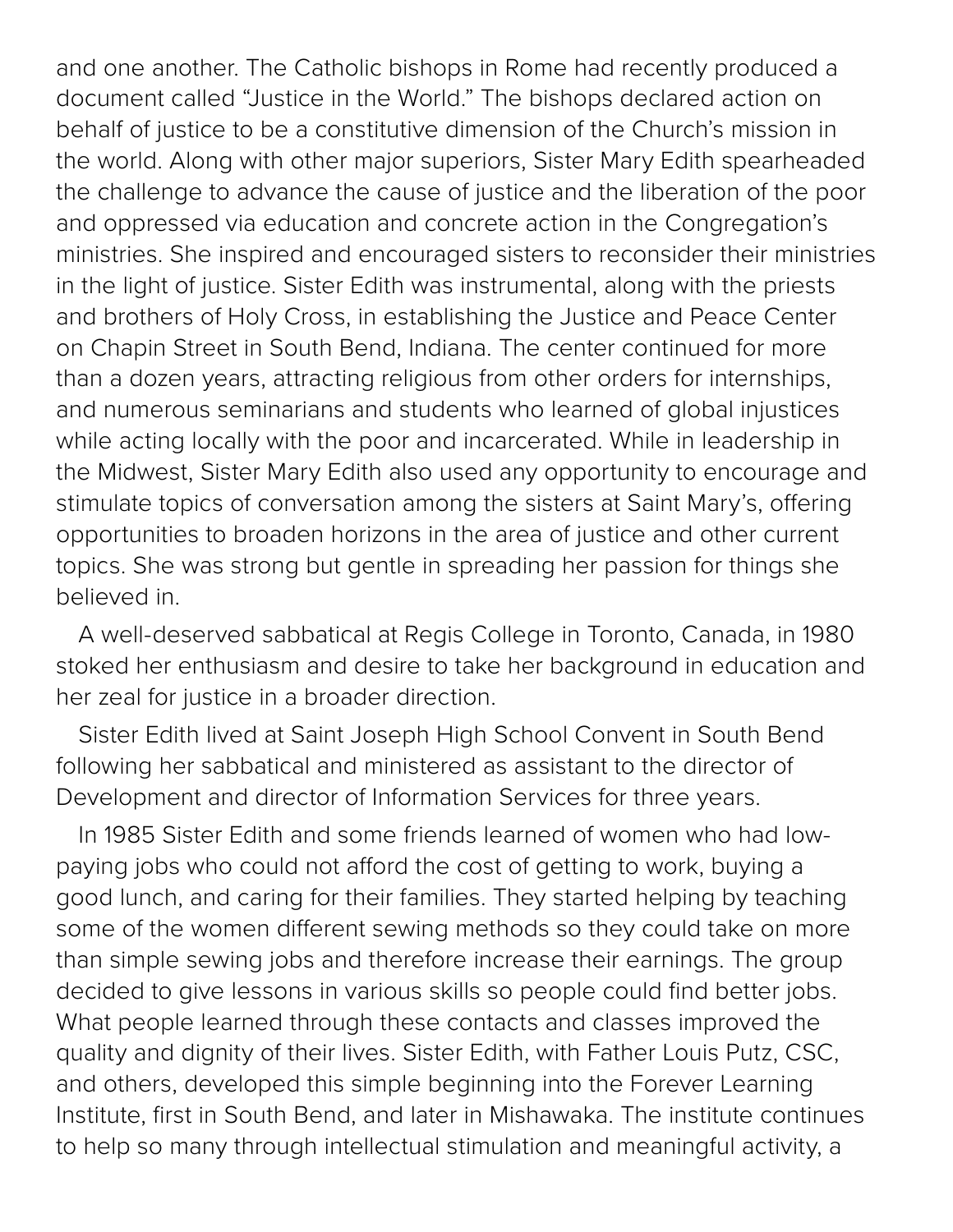and one another. The Catholic bishops in Rome had recently produced a document called "Justice in the World." The bishops declared action on behalf of justice to be a constitutive dimension of the Church's mission in the world. Along with other major superiors, Sister Mary Edith spearheaded the challenge to advance the cause of justice and the liberation of the poor and oppressed via education and concrete action in the Congregation's ministries. She inspired and encouraged sisters to reconsider their ministries in the light of justice. Sister Edith was instrumental, along with the priests and brothers of Holy Cross, in establishing the Justice and Peace Center on Chapin Street in South Bend, Indiana. The center continued for more than a dozen years, attracting religious from other orders for internships, and numerous seminarians and students who learned of global injustices while acting locally with the poor and incarcerated. While in leadership in the Midwest, Sister Mary Edith also used any opportunity to encourage and stimulate topics of conversation among the sisters at Saint Mary's, offering opportunities to broaden horizons in the area of justice and other current topics. She was strong but gentle in spreading her passion for things she believed in.

A well-deserved sabbatical at Regis College in Toronto, Canada, in 1980 stoked her enthusiasm and desire to take her background in education and her zeal for justice in a broader direction.

Sister Edith lived at Saint Joseph High School Convent in South Bend following her sabbatical and ministered as assistant to the director of Development and director of Information Services for three years.

In 1985 Sister Edith and some friends learned of women who had low-paying jobs who could not afford the cost of getting to work, buying a good lunch, and caring for their families. They started helping by teaching some of the women different sewing methods so they could take on more than simple sewing jobs and therefore increase their earnings. The group decided to give lessons in various skills so people could find better jobs. What people learned through these contacts and classes improved the quality and dignity of their lives. Sister Edith, with Father Louis Putz, CSC, and others, developed this simple beginning into the Forever Learning Institute, first in South Bend, and later in Mishawaka. The institute continues to help so many through intellectual stimulation and meaningful activity, a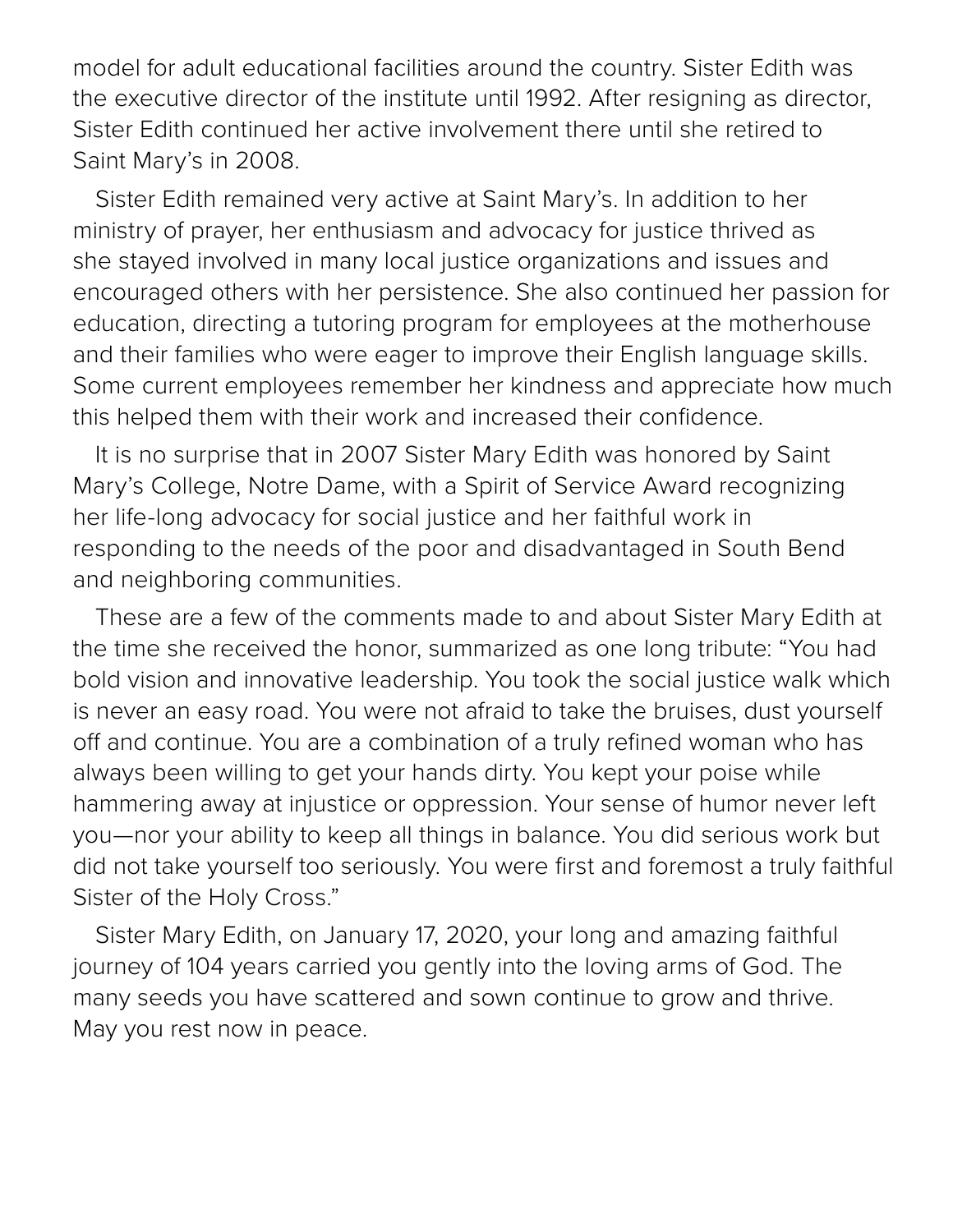model for adult educational facilities around the country. Sister Edith was the executive director of the institute until 1992. After resigning as director, Sister Edith continued her active involvement there until she retired to Saint Mary's in 2008.

Sister Edith remained very active at Saint Mary's. In addition to her ministry of prayer, her enthusiasm and advocacy for justice thrived as she stayed involved in many local justice organizations and issues and encouraged others with her persistence. She also continued her passion for education, directing a tutoring program for employees at the motherhouse and their families who were eager to improve their English language skills. Some current employees remember her kindness and appreciate how much this helped them with their work and increased their confidence.

It is no surprise that in 2007 Sister Mary Edith was honored by Saint Mary's College, Notre Dame, with a Spirit of Service Award recognizing her life-long advocacy for social justice and her faithful work in responding to the needs of the poor and disadvantaged in South Bend and neighboring communities.

These are a few of the comments made to and about Sister Mary Edith at the time she received the honor, summarized as one long tribute: "You had bold vision and innovative leadership. You took the social justice walk which is never an easy road. You were not afraid to take the bruises, dust yourself off and continue. You are a combination of a truly refined woman who has always been willing to get your hands dirty. You kept your poise while hammering away at injustice or oppression. Your sense of humor never left you—nor your ability to keep all things in balance. You did serious work but did not take yourself too seriously. You were first and foremost a truly faithful Sister of the Holy Cross."

Sister Mary Edith, on January 17, 2020, your long and amazing faithful journey of 104 years carried you gently into the loving arms of God. The many seeds you have scattered and sown continue to grow and thrive. May you rest now in peace.